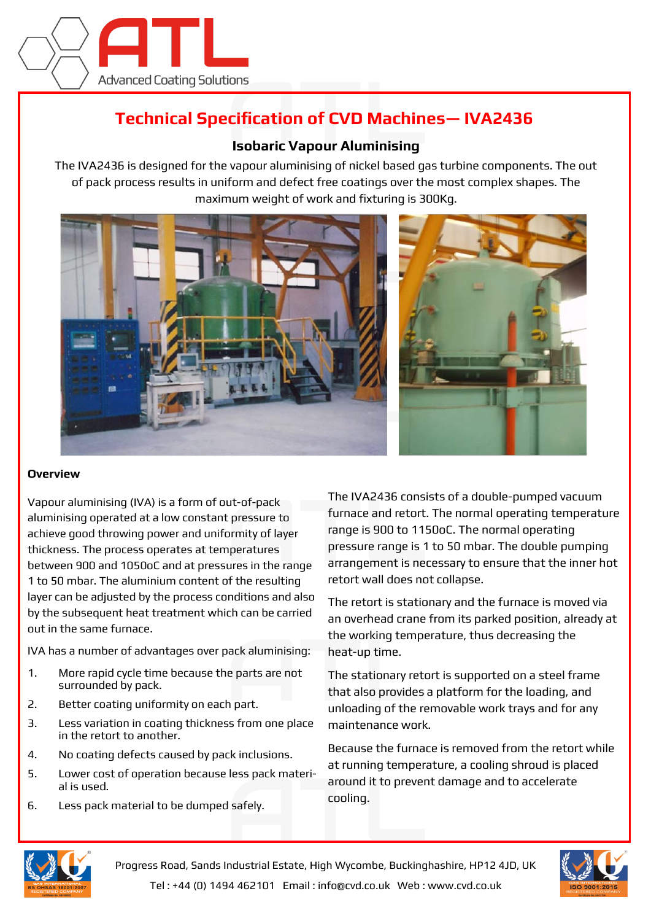# Technical Specification of CVD Machines— IVA2436

## Isobaric Vapour Aluminising

The IVA2436 is designed for the vapour aluminising of nickel based gas turbine components. The out of pack process results in uniform and defect free coatings over the most complex shapes. The maximum weight of work and fixturing is 300Kg.

### Overview

Vapour aluminising (IVA) is a form of out-of-pack aluminising operated at a low constant pressure to achieve good throwing power and uniformity of layer thickness. The process operates at temperatures between 900 and 1050oC and at pressures in the range 1 to 50 mbar. The aluminium content of the resulting layer can be adjusted by the process conditions and also by the subsequent heat treatment which can be carried out in the same furnace.

IVA has a number of advantages over pack aluminising:

1. More rapid cycle time because the parts are not surrounded by pack.
2. Better coating uniformity on each part.
3. Less variation in coating thickness from one place in the retort to another.
4. No coating defects caused by pack inclusions.
5. Lower cost of operation because less pack material is used.
6. Less pack material to be dumped safely.

The IVA2436 consists of a double-pumped vacuum furnace and retort. The normal operating temperature range is 900 to 1150oC. The normal operating pressure range is 1 to 50 mbar. The double pumping arrangement is necessary to ensure that the inner hot retort wall does not collapse.

The retort is stationary and the furnace is moved via an overhead crane from its parked position, already at the working temperature, thus decreasing the heat-up time.

The stationary retort is supported on a steel frame that also provides a platform for the loading, and unloading of the removable work trays and for any maintenance work.

Because the furnace is removed from the retort while at running temperature, a cooling shroud is placed around it to prevent damage and to accelerate cooling.

Progress Road, Sands Industrial Estate, High Wycombe, Buckinghashire, HP12 4JD, UK

Tel : +44 (0) 1494 462101 Email : info@cvd.co.uk Web : www.cvd.co.uk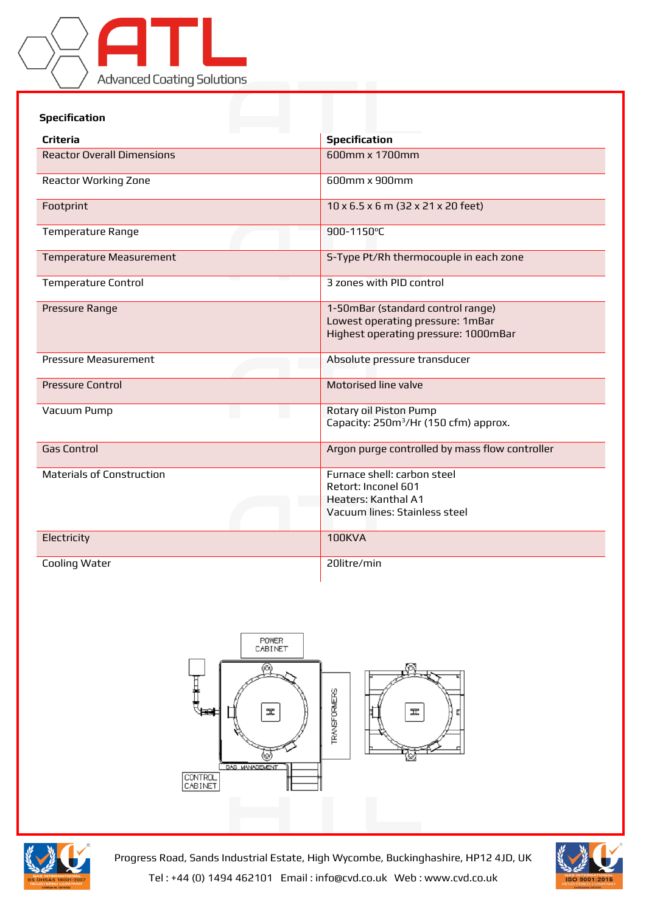## Specification

| Criteria | Specification |
|---|---|
| Reactor Overall Dimensions | 600mm x 1700mm |
| Reactor Working Zone | 600mm x 900mm |
| Footprint | 10 x 6.5 x 6 m (32 x 21 x 20 feet) |
| Temperature Range | 900-1150ºC |
| Temperature Measurement | S-Type Pt/Rh thermocouple in each zone |
| Temperature Control | 3 zones with PID control |
| Pressure Range | 1-50mBar (standard control range)<br>Lowest operating pressure: 1mBar<br>Highest operating pressure: 1000mBar |
| Pressure Measurement | Absolute pressure transducer |
| Pressure Control | Motorised line valve |
| Vacuum Pump | Rotary oil Piston Pump<br>Capacity: 250m³/Hr (150 cfm) approx. |
| Gas Control | Argon purge controlled by mass flow controller |
| Materials of Construction | Furnace shell: carbon steel<br>Retort: Inconel 601<br>Heaters: Kanthal A1<br>Vacuum lines: Stainless steel |
| Electricity | 100KVA |
| Cooling Water | 20litre/min |

POWER CABINET
TRANSFORMERS
GAS MANAGEMENT
CONTROL CABINET

Progress Road, Sands Industrial Estate, High Wycombe, Buckinghashire, HP12 4JD, UK

Tel : +44 (0) 1494 462101 Email : info@cvd.co.uk Web : www.cvd.co.uk